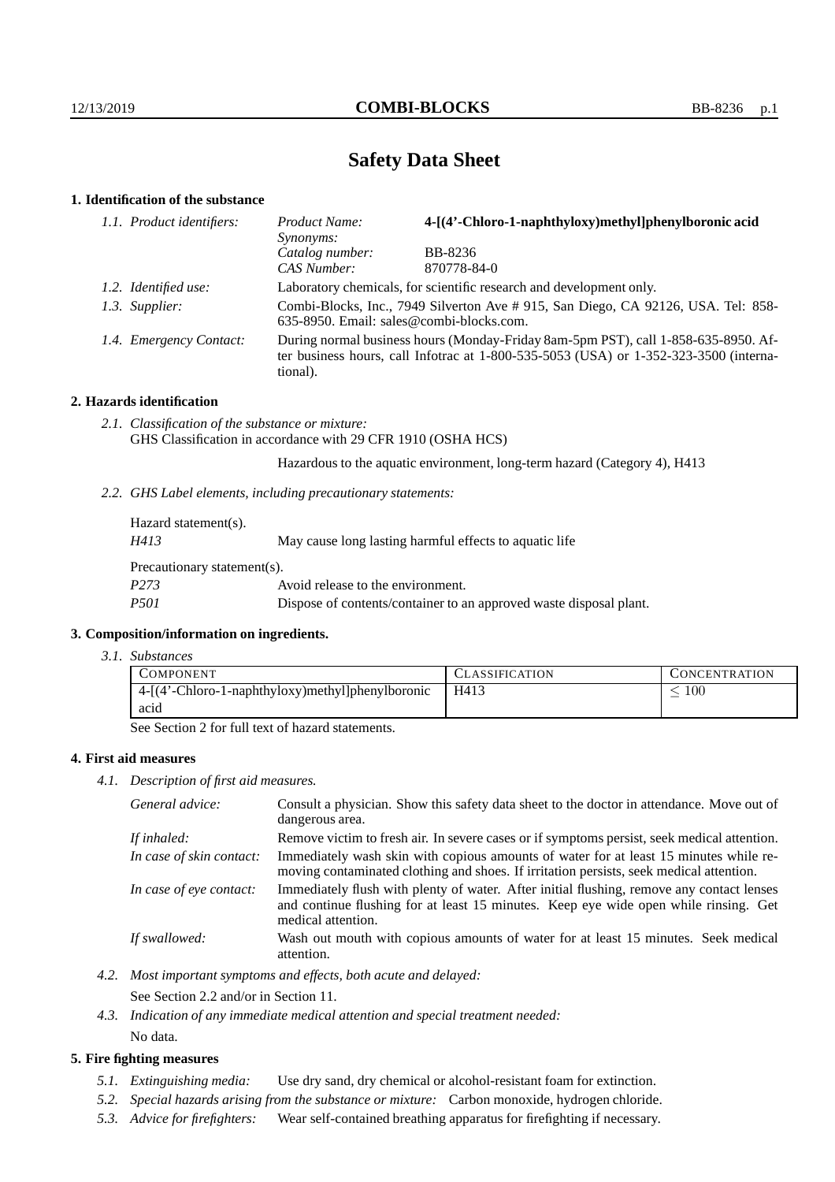# Safety Data Sheet

## 1. Identification of the substance

*1.1. Product identifiers:*

| | |
|---|---|
| *Product Name:* | **4-[(4'-Chloro-1-naphthyloxy)methyl]phenylboronic acid** |
| *Synonyms:* | |
| *Catalog number:* | BB-8236 |
| *CAS Number:* | 870778-84-0 |

*1.2. Identified use:* Laboratory chemicals, for scientific research and development only.

*1.3. Supplier:* Combi-Blocks, Inc., 7949 Silverton Ave # 915, San Diego, CA 92126, USA. Tel: 858-635-8950. Email: sales@combi-blocks.com.

*1.4. Emergency Contact:* During normal business hours (Monday-Friday 8am-5pm PST), call 1-858-635-8950. After business hours, call Infotrac at 1-800-535-5053 (USA) or 1-352-323-3500 (international).

## 2. Hazards identification

*2.1. Classification of the substance or mixture:*
GHS Classification in accordance with 29 CFR 1910 (OSHA HCS)

Hazardous to the aquatic environment, long-term hazard (Category 4), H413

*2.2. GHS Label elements, including precautionary statements:*

Hazard statement(s).

| | |
|---|---|
| *H413* | May cause long lasting harmful effects to aquatic life |

Precautionary statement(s).

| | |
|---|---|
| *P273* | Avoid release to the environment. |
| *P501* | Dispose of contents/container to an approved waste disposal plant. |

## 3. Composition/information on ingredients.

*3.1. Substances*

| Component | Classification | Concentration |
|---|---|---|
| 4-[(4'-Chloro-1-naphthyloxy)methyl]phenylboronic acid | H413 | $\leq 100$ |

See Section 2 for full text of hazard statements.

## 4. First aid measures

*4.1. Description of first aid measures.*

| | |
|---|---|
| *General advice:* | Consult a physician. Show this safety data sheet to the doctor in attendance. Move out of dangerous area. |
| *If inhaled:* | Remove victim to fresh air. In severe cases or if symptoms persist, seek medical attention. |
| *In case of skin contact:* | Immediately wash skin with copious amounts of water for at least 15 minutes while removing contaminated clothing and shoes. If irritation persists, seek medical attention. |
| *In case of eye contact:* | Immediately flush with plenty of water. After initial flushing, remove any contact lenses and continue flushing for at least 15 minutes. Keep eye wide open while rinsing. Get medical attention. |
| *If swallowed:* | Wash out mouth with copious amounts of water for at least 15 minutes. Seek medical attention. |

*4.2. Most important symptoms and effects, both acute and delayed:*

See Section 2.2 and/or in Section 11.

*4.3. Indication of any immediate medical attention and special treatment needed:*

No data.

## 5. Fire fighting measures

*5.1. Extinguishing media:* Use dry sand, dry chemical or alcohol-resistant foam for extinction.

*5.2. Special hazards arising from the substance or mixture:* Carbon monoxide, hydrogen chloride.

*5.3. Advice for firefighters:* Wear self-contained breathing apparatus for firefighting if necessary.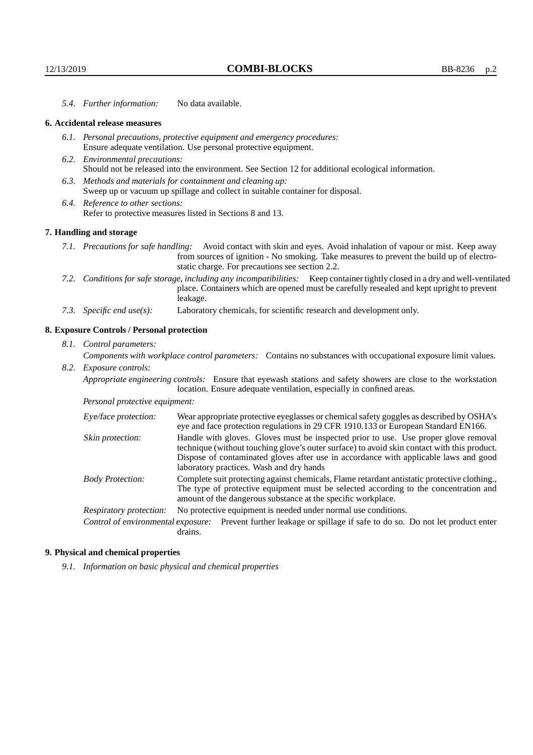*5.4. Further information:* No data available.

## 6. Accidental release measures

*6.1. Personal precautions, protective equipment and emergency procedures:*
Ensure adequate ventilation. Use personal protective equipment.

*6.2. Environmental precautions:*
Should not be released into the environment. See Section 12 for additional ecological information.

*6.3. Methods and materials for containment and cleaning up:*
Sweep up or vacuum up spillage and collect in suitable container for disposal.

*6.4. Reference to other sections:*
Refer to protective measures listed in Sections 8 and 13.

## 7. Handling and storage

*7.1. Precautions for safe handling:* Avoid contact with skin and eyes. Avoid inhalation of vapour or mist. Keep away from sources of ignition - No smoking. Take measures to prevent the build up of electrostatic charge. For precautions see section 2.2.

*7.2. Conditions for safe storage, including any incompatibilities:* Keep container tightly closed in a dry and well-ventilated place. Containers which are opened must be carefully resealed and kept upright to prevent leakage.

*7.3. Specific end use(s):* Laboratory chemicals, for scientific research and development only.

## 8. Exposure Controls / Personal protection

*8.1. Control parameters:*

*Components with workplace control parameters:* Contains no substances with occupational exposure limit values.

*8.2. Exposure controls:*

*Appropriate engineering controls:* Ensure that eyewash stations and safety showers are close to the workstation location. Ensure adequate ventilation, especially in confined areas.

*Personal protective equipment:*

*Eye/face protection:* Wear appropriate protective eyeglasses or chemical safety goggles as described by OSHA's eye and face protection regulations in 29 CFR 1910.133 or European Standard EN166.

*Skin protection:* Handle with gloves. Gloves must be inspected prior to use. Use proper glove removal technique (without touching glove's outer surface) to avoid skin contact with this product. Dispose of contaminated gloves after use in accordance with applicable laws and good laboratory practices. Wash and dry hands

*Body Protection:* Complete suit protecting against chemicals, Flame retardant antistatic protective clothing., The type of protective equipment must be selected according to the concentration and amount of the dangerous substance at the specific workplace.

*Respiratory protection:* No protective equipment is needed under normal use conditions.

*Control of environmental exposure:* Prevent further leakage or spillage if safe to do so. Do not let product enter drains.

## 9. Physical and chemical properties

*9.1. Information on basic physical and chemical properties*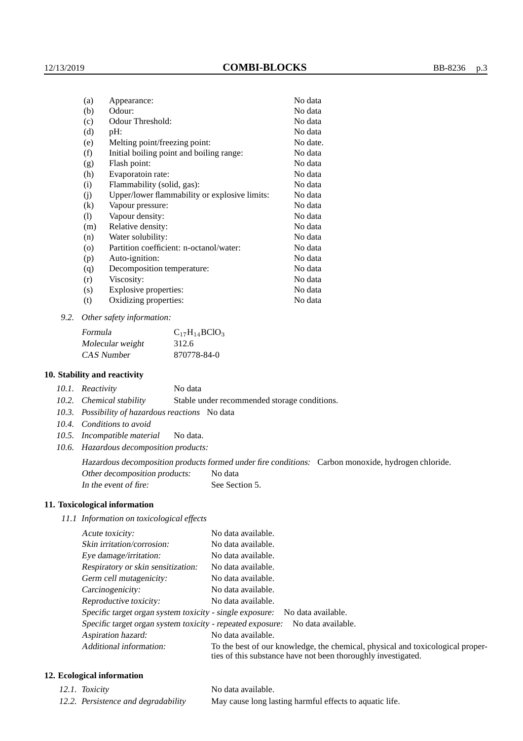| | | |
|---|---|---|
| (a) | Appearance: | No data |
| (b) | Odour: | No data |
| (c) | Odour Threshold: | No data |
| (d) | pH: | No data |
| (e) | Melting point/freezing point: | No date. |
| (f) | Initial boiling point and boiling range: | No data |
| (g) | Flash point: | No data |
| (h) | Evaporatoin rate: | No data |
| (i) | Flammability (solid, gas): | No data |
| (j) | Upper/lower flammability or explosive limits: | No data |
| (k) | Vapour pressure: | No data |
| (l) | Vapour density: | No data |
| (m) | Relative density: | No data |
| (n) | Water solubility: | No data |
| (o) | Partition coefficient: n-octanol/water: | No data |
| (p) | Auto-ignition: | No data |
| (q) | Decomposition temperature: | No data |
| (r) | Viscosity: | No data |
| (s) | Explosive properties: | No data |
| (t) | Oxidizing properties: | No data |

*9.2. Other safety information:*

| | |
|---|---|
| *Formula* | $C_{17}H_{14}BClO_3$ |
| *Molecular weight* | 312.6 |
| *CAS Number* | 870778-84-0 |

## 10. Stability and reactivity

*10.1. Reactivity* No data

*10.2. Chemical stability* Stable under recommended storage conditions.

*10.3. Possibility of hazardous reactions* No data

*10.4. Conditions to avoid*

*10.5. Incompatible material* No data.

*10.6. Hazardous decomposition products:*

*Hazardous decomposition products formed under fire conditions:* Carbon monoxide, hydrogen chloride.

*Other decomposition products:* No data

*In the event of fire:* See Section 5.

## 11. Toxicological information

*11.1 Information on toxicological effects*

| | |
|---|---|
| *Acute toxicity:* | No data available. |
| *Skin irritation/corrosion:* | No data available. |
| *Eye damage/irritation:* | No data available. |
| *Respiratory or skin sensitization:* | No data available. |
| *Germ cell mutagenicity:* | No data available. |
| *Carcinogenicity:* | No data available. |
| *Reproductive toxicity:* | No data available. |
| *Specific target organ system toxicity - single exposure:* | No data available. |
| *Specific target organ system toxicity - repeated exposure:* | No data available. |
| *Aspiration hazard:* | No data available. |
| *Additional information:* | To the best of our knowledge, the chemical, physical and toxicological properties of this substance have not been thoroughly investigated. |

## 12. Ecological information

| | |
|---|---|
| *12.1. Toxicity* | No data available. |
| *12.2. Persistence and degradability* | May cause long lasting harmful effects to aquatic life. |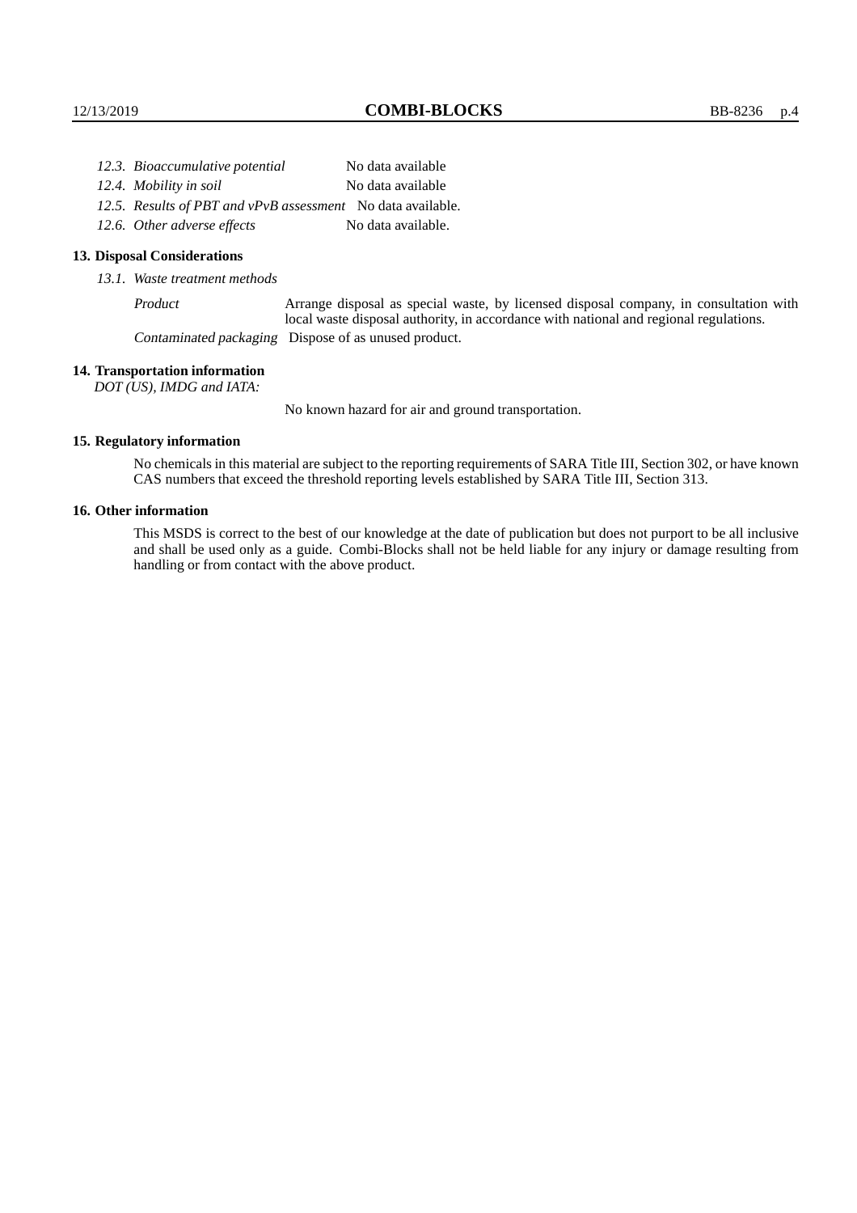*12.3. Bioaccumulative potential* No data available

*12.4. Mobility in soil* No data available

*12.5. Results of PBT and vPvB assessment* No data available.

*12.6. Other adverse effects* No data available.

## 13. Disposal Considerations

*13.1. Waste treatment methods*

*Product* Arrange disposal as special waste, by licensed disposal company, in consultation with local waste disposal authority, in accordance with national and regional regulations.

*Contaminated packaging* Dispose of as unused product.

## 14. Transportation information

*DOT (US), IMDG and IATA:*

No known hazard for air and ground transportation.

## 15. Regulatory information

No chemicals in this material are subject to the reporting requirements of SARA Title III, Section 302, or have known CAS numbers that exceed the threshold reporting levels established by SARA Title III, Section 313.

## 16. Other information

This MSDS is correct to the best of our knowledge at the date of publication but does not purport to be all inclusive and shall be used only as a guide. Combi-Blocks shall not be held liable for any injury or damage resulting from handling or from contact with the above product.